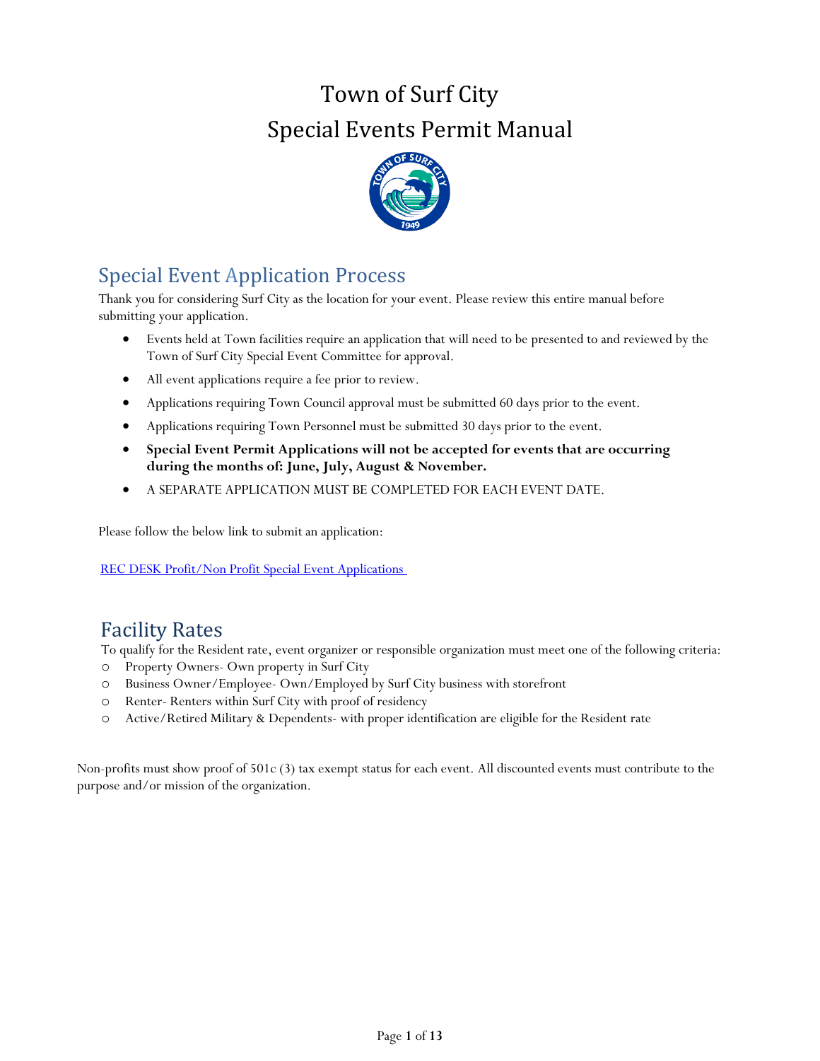# Town of Surf City
# Special Events Permit Manual

## Special Event Application Process

Thank you for considering Surf City as the location for your event. Please review this entire manual before submitting your application.

- Events held at Town facilities require an application that will need to be presented to and reviewed by the Town of Surf City Special Event Committee for approval.
- All event applications require a fee prior to review.
- Applications requiring Town Council approval must be submitted 60 days prior to the event.
- Applications requiring Town Personnel must be submitted 30 days prior to the event.
- **Special Event Permit Applications will not be accepted for events that are occurring during the months of: June, July, August & November.**
- A SEPARATE APPLICATION MUST BE COMPLETED FOR EACH EVENT DATE.

Please follow the below link to submit an application:

REC DESK Profit/Non Profit Special Event Applications

## Facility Rates

To qualify for the Resident rate, event organizer or responsible organization must meet one of the following criteria:

- Property Owners- Own property in Surf City
- Business Owner/Employee- Own/Employed by Surf City business with storefront
- Renter- Renters within Surf City with proof of residency
- Active/Retired Military & Dependents- with proper identification are eligible for the Resident rate

Non-profits must show proof of 501c (3) tax exempt status for each event. All discounted events must contribute to the purpose and/or mission of the organization.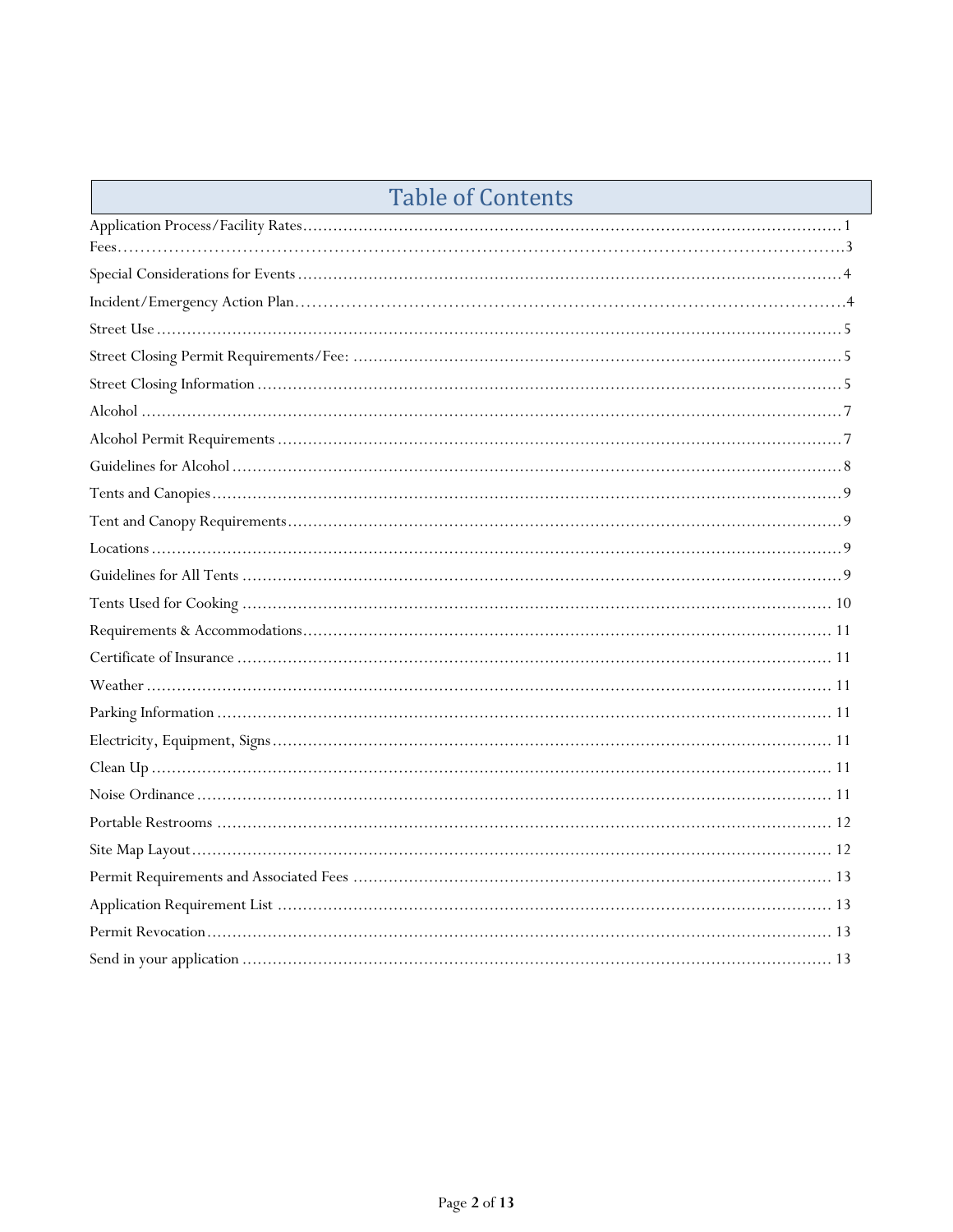# Table of Contents

Application Process/Facility Rates........................................................................................................1
Fees.....................................................................................................................................................3
Special Considerations for Events .......................................................................................................4
Incident/Emergency Action Plan..........................................................................................................4
Street Use ............................................................................................................................................5
Street Closing Permit Requirements/Fee: ...........................................................................................5
Street Closing Information ..................................................................................................................5
Alcohol .................................................................................................................................................7
Alcohol Permit Requirements .............................................................................................................7
Guidelines for Alcohol .........................................................................................................................8
Tents and Canopies ..............................................................................................................................9
Tent and Canopy Requirements ...........................................................................................................9
Locations ..............................................................................................................................................9
Guidelines for All Tents .......................................................................................................................9
Tents Used for Cooking .......................................................................................................................10
Requirements & Accommodations......................................................................................................11
Certificate of Insurance .......................................................................................................................11
Weather ...............................................................................................................................................11
Parking Information ............................................................................................................................11
Electricity, Equipment, Signs ...............................................................................................................11
Clean Up ..............................................................................................................................................11
Noise Ordinance ..................................................................................................................................11
Portable Restrooms .............................................................................................................................12
Site Map Layout ...................................................................................................................................12
Permit Requirements and Associated Fees ........................................................................................13
Application Requirement List .............................................................................................................13
Permit Revocation ...............................................................................................................................13
Send in your application .....................................................................................................................13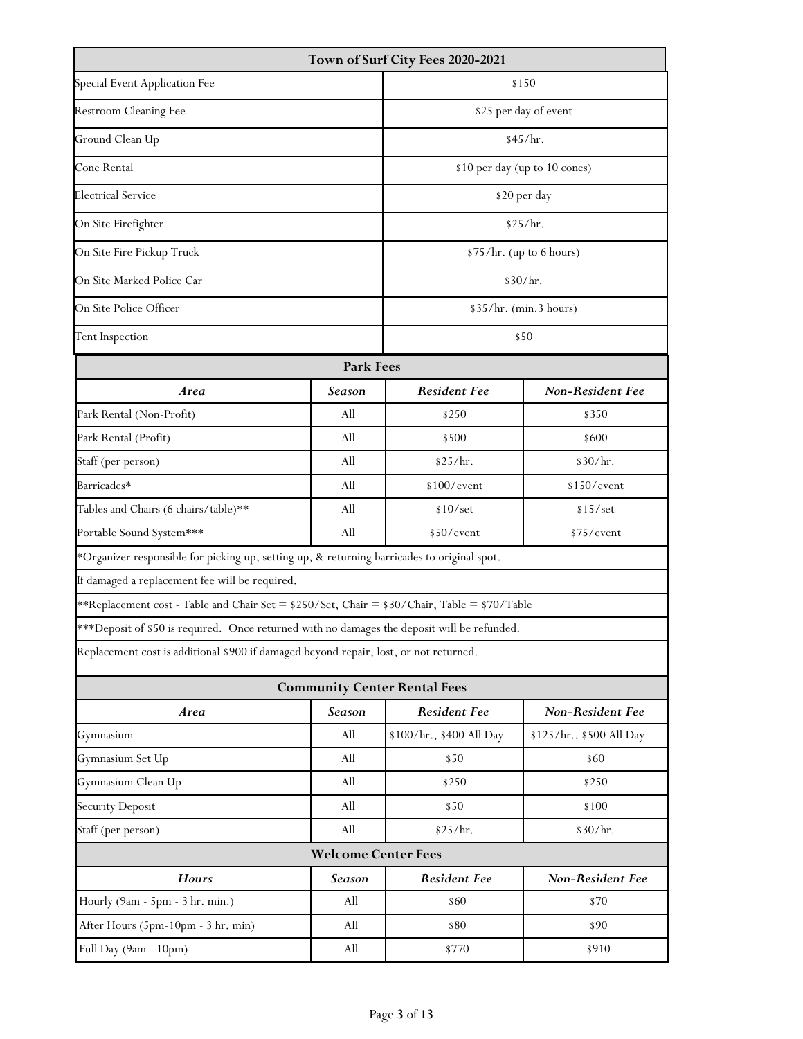| Town of Surf City Fees 2020-2021 | |
|---|---|
| Special Event Application Fee | $150 |
| Restroom Cleaning Fee | $25 per day of event |
| Ground Clean Up | $45/hr. |
| Cone Rental | $10 per day (up to 10 cones) |
| Electrical Service | $20 per day |
| On Site Firefighter | $25/hr. |
| On Site Fire Pickup Truck | $75/hr. (up to 6 hours) |
| On Site Marked Police Car | $30/hr. |
| On Site Police Officer | $35/hr. (min.3 hours) |
| Tent Inspection | $50 |

**Park Fees**

| *Area* | *Season* | *Resident Fee* | *Non-Resident Fee* |
|---|---|---|---|
| Park Rental (Non-Profit) | All | $250 | $350 |
| Park Rental (Profit) | All | $500 | $600 |
| Staff (per person) | All | $25/hr. | $30/hr. |
| Barricades* | All | $100/event | $150/event |
| Tables and Chairs (6 chairs/table)** | All | $10/set | $15/set |
| Portable Sound System*** | All | $50/event | $75/event |

*Organizer responsible for picking up, setting up, & returning barricades to original spot.

If damaged a replacement fee will be required.

**Replacement cost - Table and Chair Set = $250/Set, Chair = $30/Chair, Table = $70/Table

***Deposit of $50 is required. Once returned with no damages the deposit will be refunded.

Replacement cost is additional $900 if damaged beyond repair, lost, or not returned.

**Community Center Rental Fees**

| *Area* | *Season* | *Resident Fee* | *Non-Resident Fee* |
|---|---|---|---|
| Gymnasium | All | $100/hr., $400 All Day | $125/hr., $500 All Day |
| Gymnasium Set Up | All | $50 | $60 |
| Gymnasium Clean Up | All | $250 | $250 |
| Security Deposit | All | $50 | $100 |
| Staff (per person) | All | $25/hr. | $30/hr. |

**Welcome Center Fees**

| *Hours* | *Season* | *Resident Fee* | *Non-Resident Fee* |
|---|---|---|---|
| Hourly (9am - 5pm - 3 hr. min.) | All | $60 | $70 |
| After Hours (5pm-10pm - 3 hr. min) | All | $80 | $90 |
| Full Day (9am - 10pm) | All | $770 | $910 |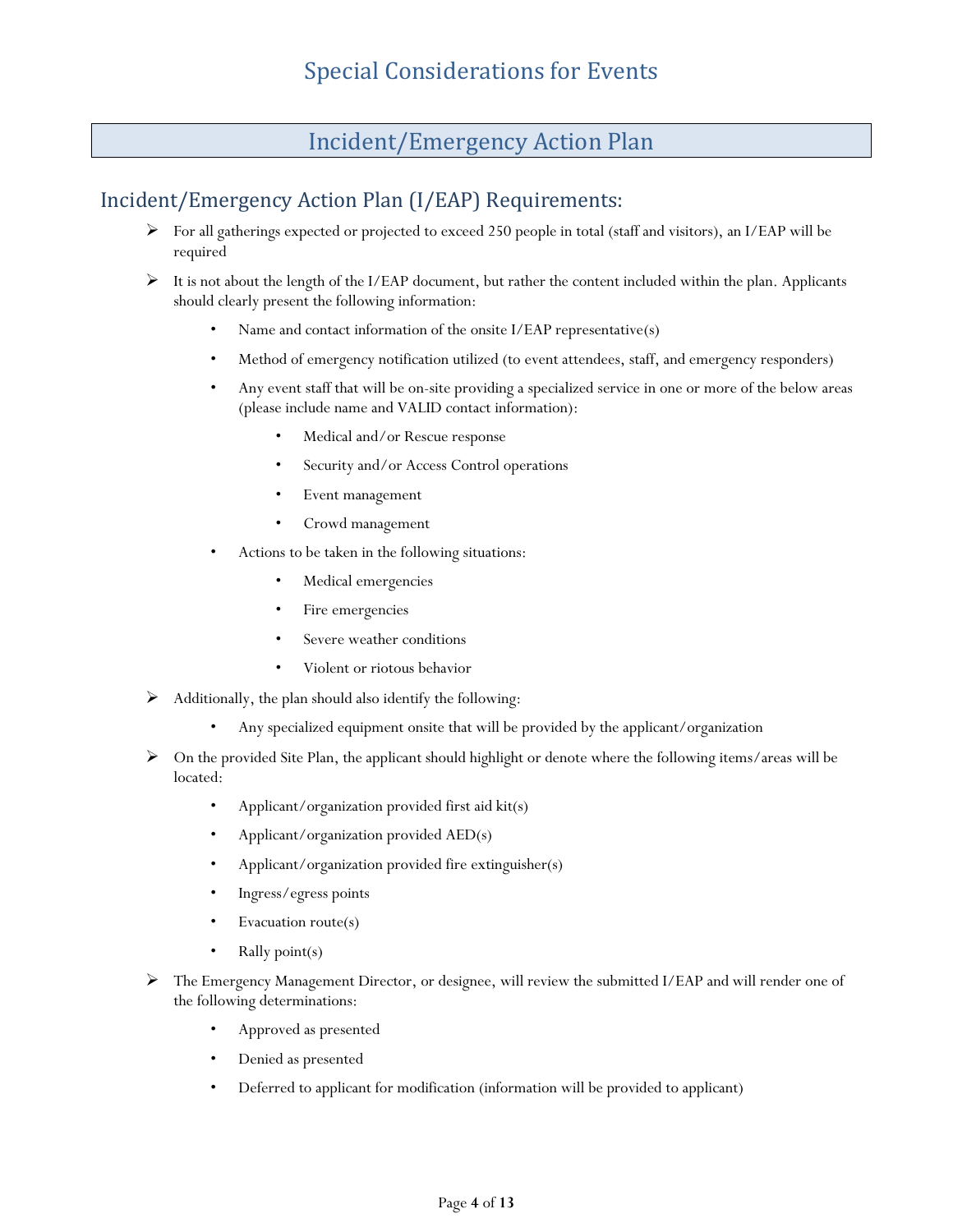# Special Considerations for Events

## Incident/Emergency Action Plan

### Incident/Emergency Action Plan (I/EAP) Requirements:

- For all gatherings expected or projected to exceed 250 people in total (staff and visitors), an I/EAP will be required
- It is not about the length of the I/EAP document, but rather the content included within the plan. Applicants should clearly present the following information:
    - Name and contact information of the onsite I/EAP representative(s)
    - Method of emergency notification utilized (to event attendees, staff, and emergency responders)
    - Any event staff that will be on-site providing a specialized service in one or more of the below areas (please include name and VALID contact information):
        - Medical and/or Rescue response
        - Security and/or Access Control operations
        - Event management
        - Crowd management
    - Actions to be taken in the following situations:
        - Medical emergencies
        - Fire emergencies
        - Severe weather conditions
        - Violent or riotous behavior
- Additionally, the plan should also identify the following:
    - Any specialized equipment onsite that will be provided by the applicant/organization
- On the provided Site Plan, the applicant should highlight or denote where the following items/areas will be located:
    - Applicant/organization provided first aid kit(s)
    - Applicant/organization provided AED(s)
    - Applicant/organization provided fire extinguisher(s)
    - Ingress/egress points
    - Evacuation route(s)
    - Rally point(s)
- The Emergency Management Director, or designee, will review the submitted I/EAP and will render one of the following determinations:
    - Approved as presented
    - Denied as presented
    - Deferred to applicant for modification (information will be provided to applicant)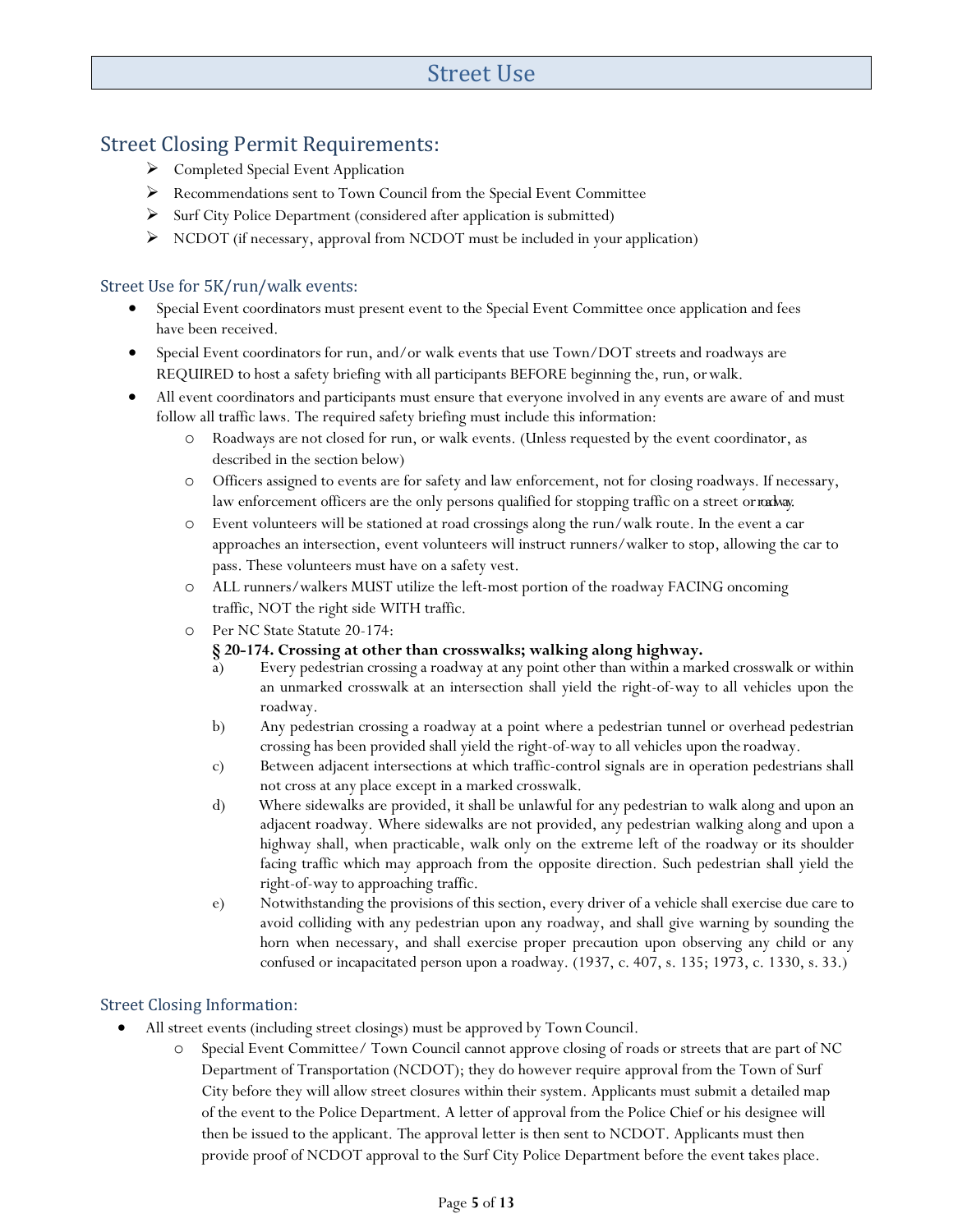# Street Use

## Street Closing Permit Requirements:

- Completed Special Event Application
- Recommendations sent to Town Council from the Special Event Committee
- Surf City Police Department (considered after application is submitted)
- NCDOT (if necessary, approval from NCDOT must be included in your application)

### Street Use for 5K/run/walk events:

- Special Event coordinators must present event to the Special Event Committee once application and fees have been received.
- Special Event coordinators for run, and/or walk events that use Town/DOT streets and roadways are REQUIRED to host a safety briefing with all participants BEFORE beginning the, run, or walk.
- All event coordinators and participants must ensure that everyone involved in any events are aware of and must follow all traffic laws. The required safety briefing must include this information:
  - Roadways are not closed for run, or walk events. (Unless requested by the event coordinator, as described in the section below)
  - Officers assigned to events are for safety and law enforcement, not for closing roadways. If necessary, law enforcement officers are the only persons qualified for stopping traffic on a street or roadway.
  - Event volunteers will be stationed at road crossings along the run/walk route. In the event a car approaches an intersection, event volunteers will instruct runners/walker to stop, allowing the car to pass. These volunteers must have on a safety vest.
  - ALL runners/walkers MUST utilize the left-most portion of the roadway FACING oncoming traffic, NOT the right side WITH traffic.
  - Per NC State Statute 20-174:

    **§ 20-174. Crossing at other than crosswalks; walking along highway.**

    a) Every pedestrian crossing a roadway at any point other than within a marked crosswalk or within an unmarked crosswalk at an intersection shall yield the right-of-way to all vehicles upon the roadway.

    b) Any pedestrian crossing a roadway at a point where a pedestrian tunnel or overhead pedestrian crossing has been provided shall yield the right-of-way to all vehicles upon the roadway.

    c) Between adjacent intersections at which traffic-control signals are in operation pedestrians shall not cross at any place except in a marked crosswalk.

    d) Where sidewalks are provided, it shall be unlawful for any pedestrian to walk along and upon an adjacent roadway. Where sidewalks are not provided, any pedestrian walking along and upon a highway shall, when practicable, walk only on the extreme left of the roadway or its shoulder facing traffic which may approach from the opposite direction. Such pedestrian shall yield the right-of-way to approaching traffic.

    e) Notwithstanding the provisions of this section, every driver of a vehicle shall exercise due care to avoid colliding with any pedestrian upon any roadway, and shall give warning by sounding the horn when necessary, and shall exercise proper precaution upon observing any child or any confused or incapacitated person upon a roadway. (1937, c. 407, s. 135; 1973, c. 1330, s. 33.)

### Street Closing Information:

- All street events (including street closings) must be approved by Town Council.
  - Special Event Committee/ Town Council cannot approve closing of roads or streets that are part of NC Department of Transportation (NCDOT); they do however require approval from the Town of Surf City before they will allow street closures within their system. Applicants must submit a detailed map of the event to the Police Department. A letter of approval from the Police Chief or his designee will then be issued to the applicant. The approval letter is then sent to NCDOT. Applicants must then provide proof of NCDOT approval to the Surf City Police Department before the event takes place.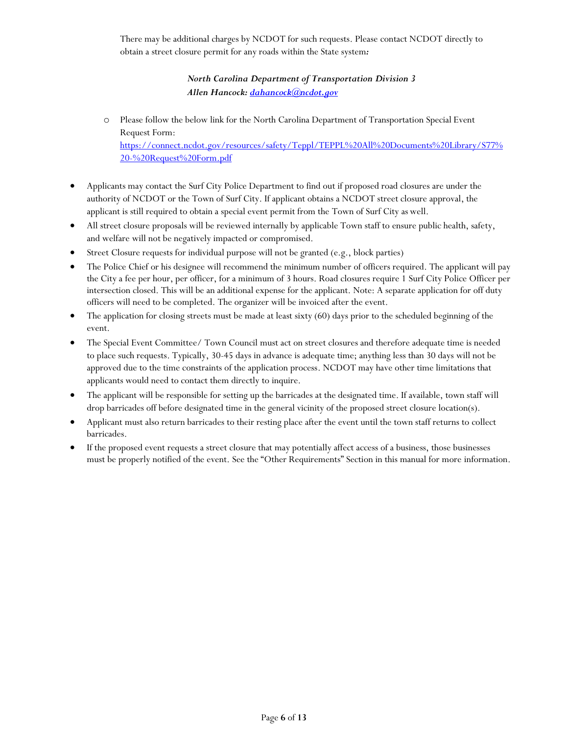There may be additional charges by NCDOT for such requests. Please contact NCDOT directly to obtain a street closure permit for any roads within the State system*:*

> ***North Carolina Department of Transportation Division 3***
> ***Allen Hancock: dahancock@ncdot.gov***

- Please follow the below link for the North Carolina Department of Transportation Special Event Request Form: https://connect.ncdot.gov/resources/safety/Teppl/TEPPL%20All%20Documents%20Library/S77%20-%20Request%20Form.pdf

- Applicants may contact the Surf City Police Department to find out if proposed road closures are under the authority of NCDOT or the Town of Surf City. If applicant obtains a NCDOT street closure approval, the applicant is still required to obtain a special event permit from the Town of Surf City as well.
- All street closure proposals will be reviewed internally by applicable Town staff to ensure public health, safety, and welfare will not be negatively impacted or compromised.
- Street Closure requests for individual purpose will not be granted (e.g., block parties)
- The Police Chief or his designee will recommend the minimum number of officers required. The applicant will pay the City a fee per hour, per officer, for a minimum of 3 hours. Road closures require 1 Surf City Police Officer per intersection closed. This will be an additional expense for the applicant. Note: A separate application for off duty officers will need to be completed. The organizer will be invoiced after the event.
- The application for closing streets must be made at least sixty (60) days prior to the scheduled beginning of the event.
- The Special Event Committee/ Town Council must act on street closures and therefore adequate time is needed to place such requests. Typically, 30-45 days in advance is adequate time; anything less than 30 days will not be approved due to the time constraints of the application process. NCDOT may have other time limitations that applicants would need to contact them directly to inquire.
- The applicant will be responsible for setting up the barricades at the designated time. If available, town staff will drop barricades off before designated time in the general vicinity of the proposed street closure location(s).
- Applicant must also return barricades to their resting place after the event until the town staff returns to collect barricades.
- If the proposed event requests a street closure that may potentially affect access of a business, those businesses must be properly notified of the event. See the "Other Requirements" Section in this manual for more information.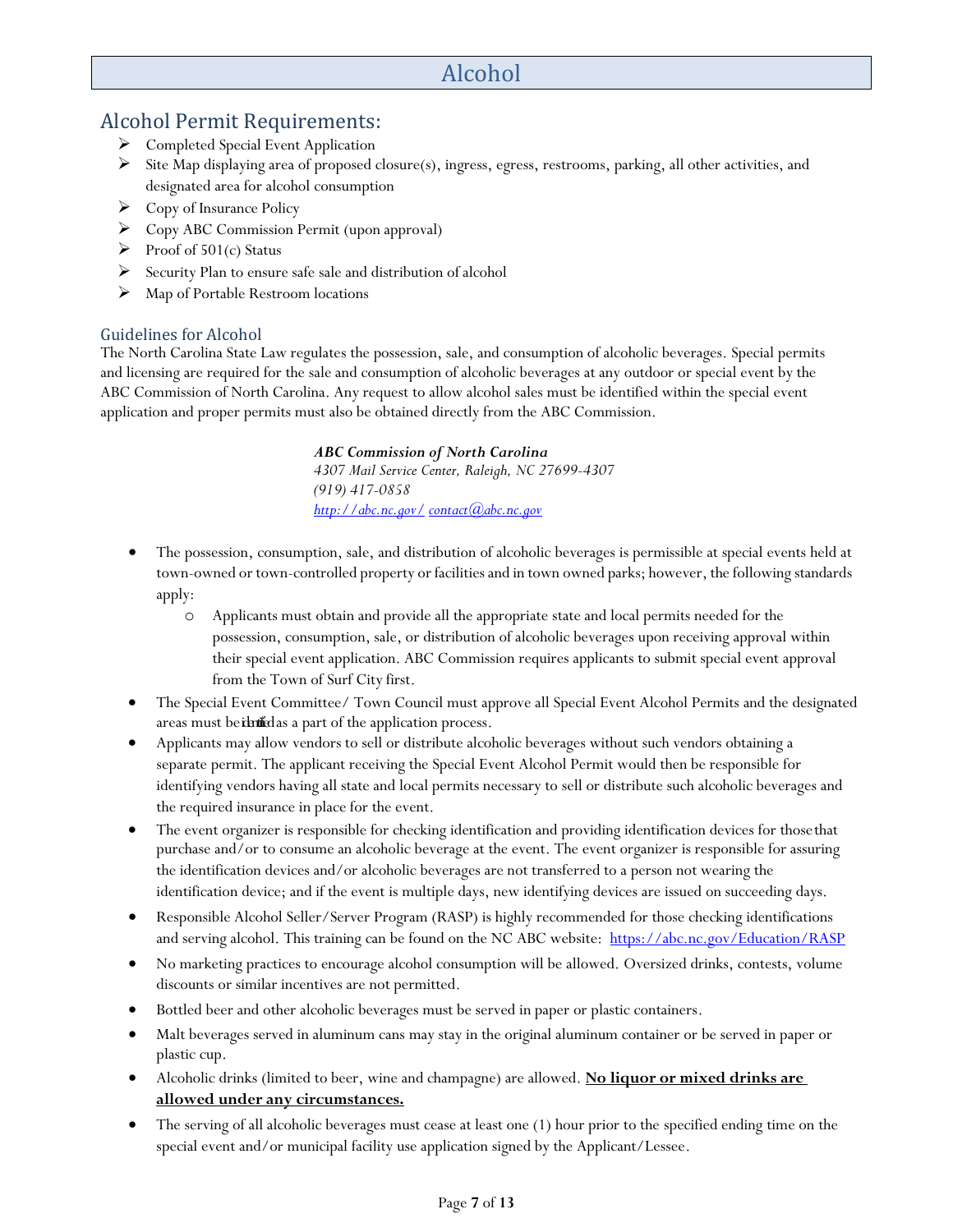# Alcohol

## Alcohol Permit Requirements:

- Completed Special Event Application
- Site Map displaying area of proposed closure(s), ingress, egress, restrooms, parking, all other activities, and designated area for alcohol consumption
- Copy of Insurance Policy
- Copy ABC Commission Permit (upon approval)
- Proof of 501(c) Status
- Security Plan to ensure safe sale and distribution of alcohol
- Map of Portable Restroom locations

### Guidelines for Alcohol

The North Carolina State Law regulates the possession, sale, and consumption of alcoholic beverages. Special permits and licensing are required for the sale and consumption of alcoholic beverages at any outdoor or special event by the ABC Commission of North Carolina. Any request to allow alcohol sales must be identified within the special event application and proper permits must also be obtained directly from the ABC Commission.

***ABC Commission of North Carolina***
*4307 Mail Service Center, Raleigh, NC 27699-4307*
*(919) 417-0858*
*[http://abc.nc.gov/](http://abc.nc.gov/) [contact@abc.nc.gov](mailto:contact@abc.nc.gov)*

- The possession, consumption, sale, and distribution of alcoholic beverages is permissible at special events held at town-owned or town-controlled property or facilities and in town owned parks; however, the following standards apply:
    - Applicants must obtain and provide all the appropriate state and local permits needed for the possession, consumption, sale, or distribution of alcoholic beverages upon receiving approval within their special event application. ABC Commission requires applicants to submit special event approval from the Town of Surf City first.
- The Special Event Committee/ Town Council must approve all Special Event Alcohol Permits and the designated areas must be identified as a part of the application process.
- Applicants may allow vendors to sell or distribute alcoholic beverages without such vendors obtaining a separate permit. The applicant receiving the Special Event Alcohol Permit would then be responsible for identifying vendors having all state and local permits necessary to sell or distribute such alcoholic beverages and the required insurance in place for the event.
- The event organizer is responsible for checking identification and providing identification devices for those that purchase and/or to consume an alcoholic beverage at the event. The event organizer is responsible for assuring the identification devices and/or alcoholic beverages are not transferred to a person not wearing the identification device; and if the event is multiple days, new identifying devices are issued on succeeding days.
- Responsible Alcohol Seller/Server Program (RASP) is highly recommended for those checking identifications and serving alcohol. This training can be found on the NC ABC website: [https://abc.nc.gov/Education/RASP](https://abc.nc.gov/Education/RASP)
- No marketing practices to encourage alcohol consumption will be allowed. Oversized drinks, contests, volume discounts or similar incentives are not permitted.
- Bottled beer and other alcoholic beverages must be served in paper or plastic containers.
- Malt beverages served in aluminum cans may stay in the original aluminum container or be served in paper or plastic cup.
- Alcoholic drinks (limited to beer, wine and champagne) are allowed. **<u>No liquor or mixed drinks are allowed under any circumstances.</u>**
- The serving of all alcoholic beverages must cease at least one (1) hour prior to the specified ending time on the special event and/or municipal facility use application signed by the Applicant/Lessee.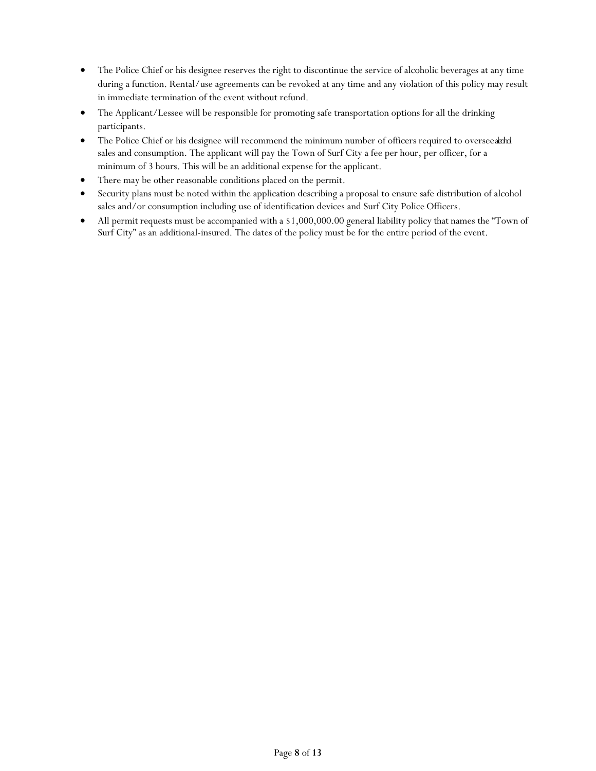- The Police Chief or his designee reserves the right to discontinue the service of alcoholic beverages at any time during a function. Rental/use agreements can be revoked at any time and any violation of this policy may result in immediate termination of the event without refund.
- The Applicant/Lessee will be responsible for promoting safe transportation options for all the drinking participants.
- The Police Chief or his designee will recommend the minimum number of officers required to oversee alcohol sales and consumption. The applicant will pay the Town of Surf City a fee per hour, per officer, for a minimum of 3 hours. This will be an additional expense for the applicant.
- There may be other reasonable conditions placed on the permit.
- Security plans must be noted within the application describing a proposal to ensure safe distribution of alcohol sales and/or consumption including use of identification devices and Surf City Police Officers.
- All permit requests must be accompanied with a $1,000,000.00 general liability policy that names the "Town of Surf City" as an additional-insured. The dates of the policy must be for the entire period of the event.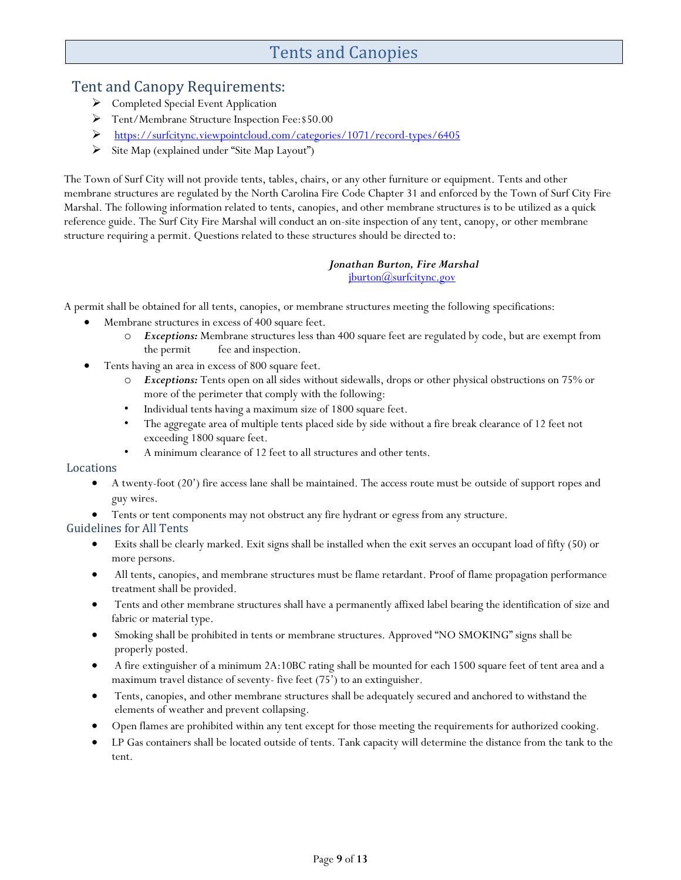# Tents and Canopies

## Tent and Canopy Requirements:

- Completed Special Event Application
- Tent/Membrane Structure Inspection Fee:$50.00
- https://surfcitync.viewpointcloud.com/categories/1071/record-types/6405
- Site Map (explained under "Site Map Layout")

The Town of Surf City will not provide tents, tables, chairs, or any other furniture or equipment. Tents and other membrane structures are regulated by the North Carolina Fire Code Chapter 31 and enforced by the Town of Surf City Fire Marshal. The following information related to tents, canopies, and other membrane structures is to be utilized as a quick reference guide. The Surf City Fire Marshal will conduct an on-site inspection of any tent, canopy, or other membrane structure requiring a permit. Questions related to these structures should be directed to:

***Jonathan Burton, Fire Marshal***
jburton@surfcitync.gov

A permit shall be obtained for all tents, canopies, or membrane structures meeting the following specifications:

- Membrane structures in excess of 400 square feet.
  - ***Exceptions:*** Membrane structures less than 400 square feet are regulated by code, but are exempt from the permit fee and inspection.
- Tents having an area in excess of 800 square feet.
  - ***Exceptions:*** Tents open on all sides without sidewalls, drops or other physical obstructions on 75% or more of the perimeter that comply with the following:
    - Individual tents having a maximum size of 1800 square feet.
    - The aggregate area of multiple tents placed side by side without a fire break clearance of 12 feet not exceeding 1800 square feet.
    - A minimum clearance of 12 feet to all structures and other tents.

### Locations

- A twenty-foot (20') fire access lane shall be maintained. The access route must be outside of support ropes and guy wires.
- Tents or tent components may not obstruct any fire hydrant or egress from any structure.

### Guidelines for All Tents

- Exits shall be clearly marked. Exit signs shall be installed when the exit serves an occupant load of fifty (50) or more persons.
- All tents, canopies, and membrane structures must be flame retardant. Proof of flame propagation performance treatment shall be provided.
- Tents and other membrane structures shall have a permanently affixed label bearing the identification of size and fabric or material type.
- Smoking shall be prohibited in tents or membrane structures. Approved "NO SMOKING" signs shall be properly posted.
- A fire extinguisher of a minimum 2A:10BC rating shall be mounted for each 1500 square feet of tent area and a maximum travel distance of seventy- five feet (75') to an extinguisher.
- Tents, canopies, and other membrane structures shall be adequately secured and anchored to withstand the elements of weather and prevent collapsing.
- Open flames are prohibited within any tent except for those meeting the requirements for authorized cooking.
- LP Gas containers shall be located outside of tents. Tank capacity will determine the distance from the tank to the tent.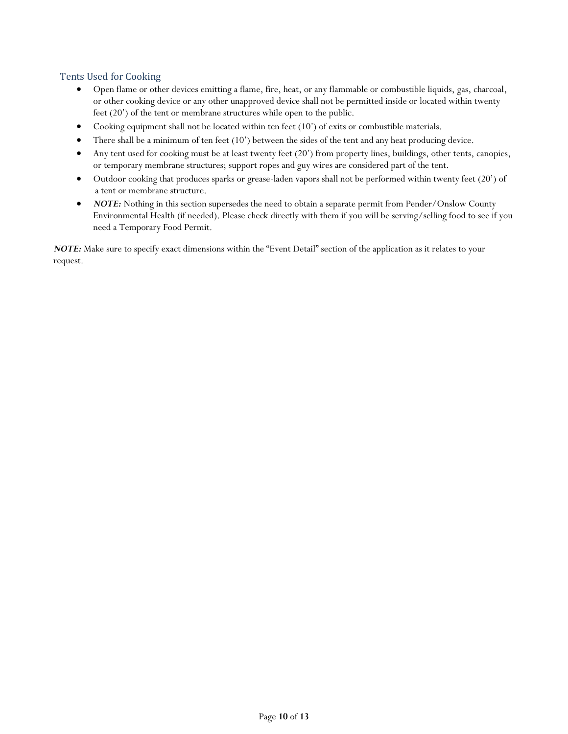## Tents Used for Cooking

- Open flame or other devices emitting a flame, fire, heat, or any flammable or combustible liquids, gas, charcoal, or other cooking device or any other unapproved device shall not be permitted inside or located within twenty feet (20') of the tent or membrane structures while open to the public.
- Cooking equipment shall not be located within ten feet (10') of exits or combustible materials.
- There shall be a minimum of ten feet (10') between the sides of the tent and any heat producing device.
- Any tent used for cooking must be at least twenty feet (20') from property lines, buildings, other tents, canopies, or temporary membrane structures; support ropes and guy wires are considered part of the tent.
- Outdoor cooking that produces sparks or grease-laden vapors shall not be performed within twenty feet (20') of a tent or membrane structure.
- ***NOTE:*** Nothing in this section supersedes the need to obtain a separate permit from Pender/Onslow County Environmental Health (if needed). Please check directly with them if you will be serving/selling food to see if you need a Temporary Food Permit.

***NOTE:*** Make sure to specify exact dimensions within the "Event Detail" section of the application as it relates to your request.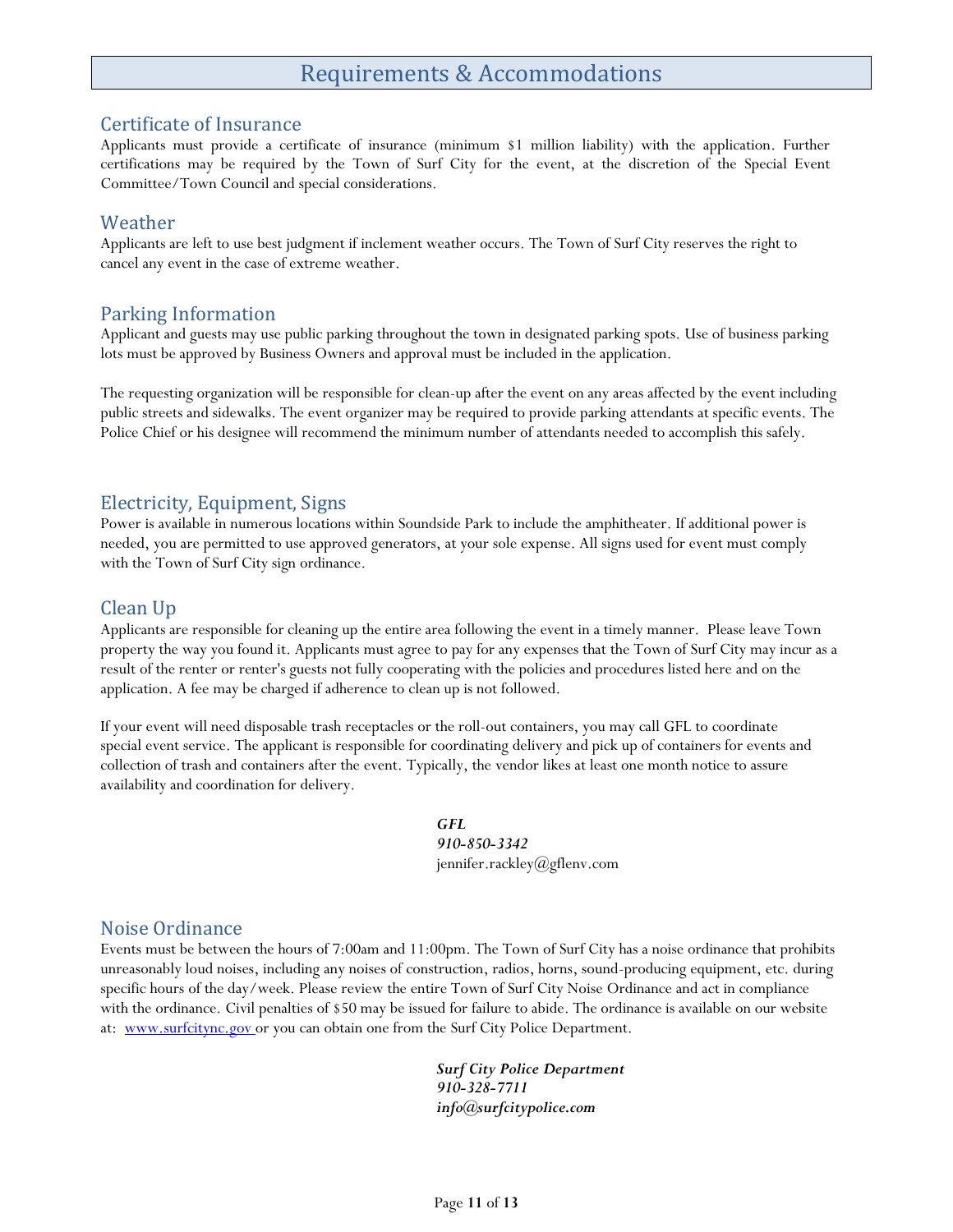# Requirements & Accommodations

## Certificate of Insurance

Applicants must provide a certificate of insurance (minimum $1 million liability) with the application. Further certifications may be required by the Town of Surf City for the event, at the discretion of the Special Event Committee/Town Council and special considerations.

## Weather

Applicants are left to use best judgment if inclement weather occurs. The Town of Surf City reserves the right to cancel any event in the case of extreme weather.

## Parking Information

Applicant and guests may use public parking throughout the town in designated parking spots. Use of business parking lots must be approved by Business Owners and approval must be included in the application.

The requesting organization will be responsible for clean-up after the event on any areas affected by the event including public streets and sidewalks. The event organizer may be required to provide parking attendants at specific events. The Police Chief or his designee will recommend the minimum number of attendants needed to accomplish this safely.

## Electricity, Equipment, Signs

Power is available in numerous locations within Soundside Park to include the amphitheater. If additional power is needed, you are permitted to use approved generators, at your sole expense. All signs used for event must comply with the Town of Surf City sign ordinance.

## Clean Up

Applicants are responsible for cleaning up the entire area following the event in a timely manner. Please leave Town property the way you found it. Applicants must agree to pay for any expenses that the Town of Surf City may incur as a result of the renter or renter's guests not fully cooperating with the policies and procedures listed here and on the application. A fee may be charged if adherence to clean up is not followed.

If your event will need disposable trash receptacles or the roll-out containers, you may call GFL to coordinate special event service. The applicant is responsible for coordinating delivery and pick up of containers for events and collection of trash and containers after the event. Typically, the vendor likes at least one month notice to assure availability and coordination for delivery.

*GFL*
*910-850-3342*
jennifer.rackley@gflenv.com

## Noise Ordinance

Events must be between the hours of 7:00am and 11:00pm. The Town of Surf City has a noise ordinance that prohibits unreasonably loud noises, including any noises of construction, radios, horns, sound-producing equipment, etc. during specific hours of the day/week. Please review the entire Town of Surf City Noise Ordinance and act in compliance with the ordinance. Civil penalties of $50 may be issued for failure to abide. The ordinance is available on our website at: [www.surfcitync.gov](http://www.surfcitync.gov) or you can obtain one from the Surf City Police Department.

***Surf City Police Department***
***910-328-7711***
***info@surfcitypolice.com***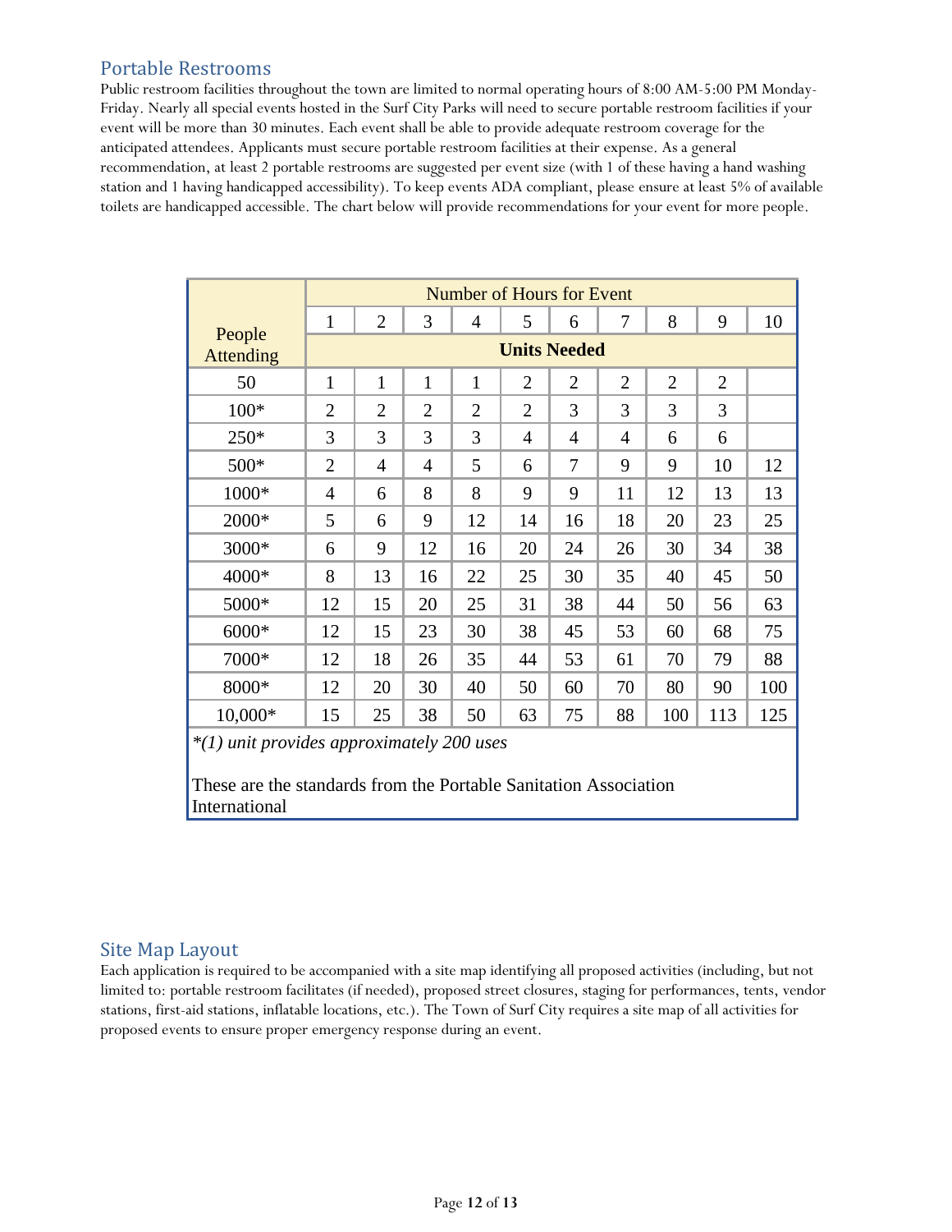## Portable Restrooms

Public restroom facilities throughout the town are limited to normal operating hours of 8:00 AM-5:00 PM Monday-Friday. Nearly all special events hosted in the Surf City Parks will need to secure portable restroom facilities if your event will be more than 30 minutes. Each event shall be able to provide adequate restroom coverage for the anticipated attendees. Applicants must secure portable restroom facilities at their expense. As a general recommendation, at least 2 portable restrooms are suggested per event size (with 1 of these having a hand washing station and 1 having handicapped accessibility). To keep events ADA compliant, please ensure at least 5% of available toilets are handicapped accessible. The chart below will provide recommendations for your event for more people.

| People Attending | Number of Hours for Event | | | | | | | | | |
|---|---|---|---|---|---|---|---|---|---|---|
| | 1 | 2 | 3 | 4 | 5 | 6 | 7 | 8 | 9 | 10 |
| | **Units Needed** | | | | | | | | | |
| 50 | 1 | 1 | 1 | 1 | 2 | 2 | 2 | 2 | 2 | |
| 100* | 2 | 2 | 2 | 2 | 2 | 3 | 3 | 3 | 3 | |
| 250* | 3 | 3 | 3 | 3 | 4 | 4 | 4 | 6 | 6 | |
| 500* | 2 | 4 | 4 | 5 | 6 | 7 | 9 | 9 | 10 | 12 |
| 1000* | 4 | 6 | 8 | 8 | 9 | 9 | 11 | 12 | 13 | 13 |
| 2000* | 5 | 6 | 9 | 12 | 14 | 16 | 18 | 20 | 23 | 25 |
| 3000* | 6 | 9 | 12 | 16 | 20 | 24 | 26 | 30 | 34 | 38 |
| 4000* | 8 | 13 | 16 | 22 | 25 | 30 | 35 | 40 | 45 | 50 |
| 5000* | 12 | 15 | 20 | 25 | 31 | 38 | 44 | 50 | 56 | 63 |
| 6000* | 12 | 15 | 23 | 30 | 38 | 45 | 53 | 60 | 68 | 75 |
| 7000* | 12 | 18 | 26 | 35 | 44 | 53 | 61 | 70 | 79 | 88 |
| 8000* | 12 | 20 | 30 | 40 | 50 | 60 | 70 | 80 | 90 | 100 |
| 10,000* | 15 | 25 | 38 | 50 | 63 | 75 | 88 | 100 | 113 | 125 |

*\*(1) unit provides approximately 200 uses*

These are the standards from the Portable Sanitation Association International

## Site Map Layout

Each application is required to be accompanied with a site map identifying all proposed activities (including, but not limited to: portable restroom facilitates (if needed), proposed street closures, staging for performances, tents, vendor stations, first-aid stations, inflatable locations, etc.). The Town of Surf City requires a site map of all activities for proposed events to ensure proper emergency response during an event.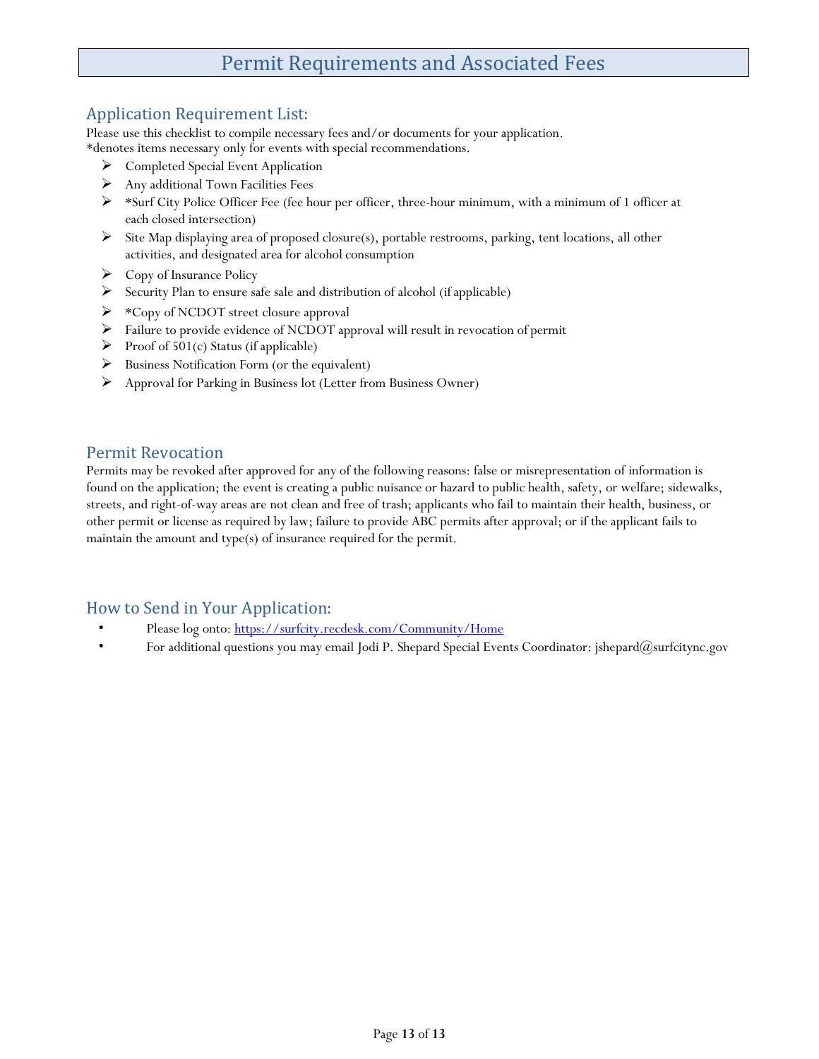# Permit Requirements and Associated Fees

## Application Requirement List:

Please use this checklist to compile necessary fees and/or documents for your application.
*denotes items necessary only for events with special recommendations.

- Completed Special Event Application
- Any additional Town Facilities Fees
- *Surf City Police Officer Fee (fee hour per officer, three-hour minimum, with a minimum of 1 officer at each closed intersection)
- Site Map displaying area of proposed closure(s), portable restrooms, parking, tent locations, all other activities, and designated area for alcohol consumption
- Copy of Insurance Policy
- Security Plan to ensure safe sale and distribution of alcohol (if applicable)
- *Copy of NCDOT street closure approval
- Failure to provide evidence of NCDOT approval will result in revocation of permit
- Proof of 501(c) Status (if applicable)
- Business Notification Form (or the equivalent)
- Approval for Parking in Business lot (Letter from Business Owner)

## Permit Revocation

Permits may be revoked after approved for any of the following reasons: false or misrepresentation of information is found on the application; the event is creating a public nuisance or hazard to public health, safety, or welfare; sidewalks, streets, and right-of-way areas are not clean and free of trash; applicants who fail to maintain their health, business, or other permit or license as required by law; failure to provide ABC permits after approval; or if the applicant fails to maintain the amount and type(s) of insurance required for the permit.

## How to Send in Your Application:

- Please log onto: [https://surfcity.recdesk.com/Community/Home](https://surfcity.recdesk.com/Community/Home)
- For additional questions you may email Jodi P. Shepard Special Events Coordinator: jshepard@surfcitync.gov